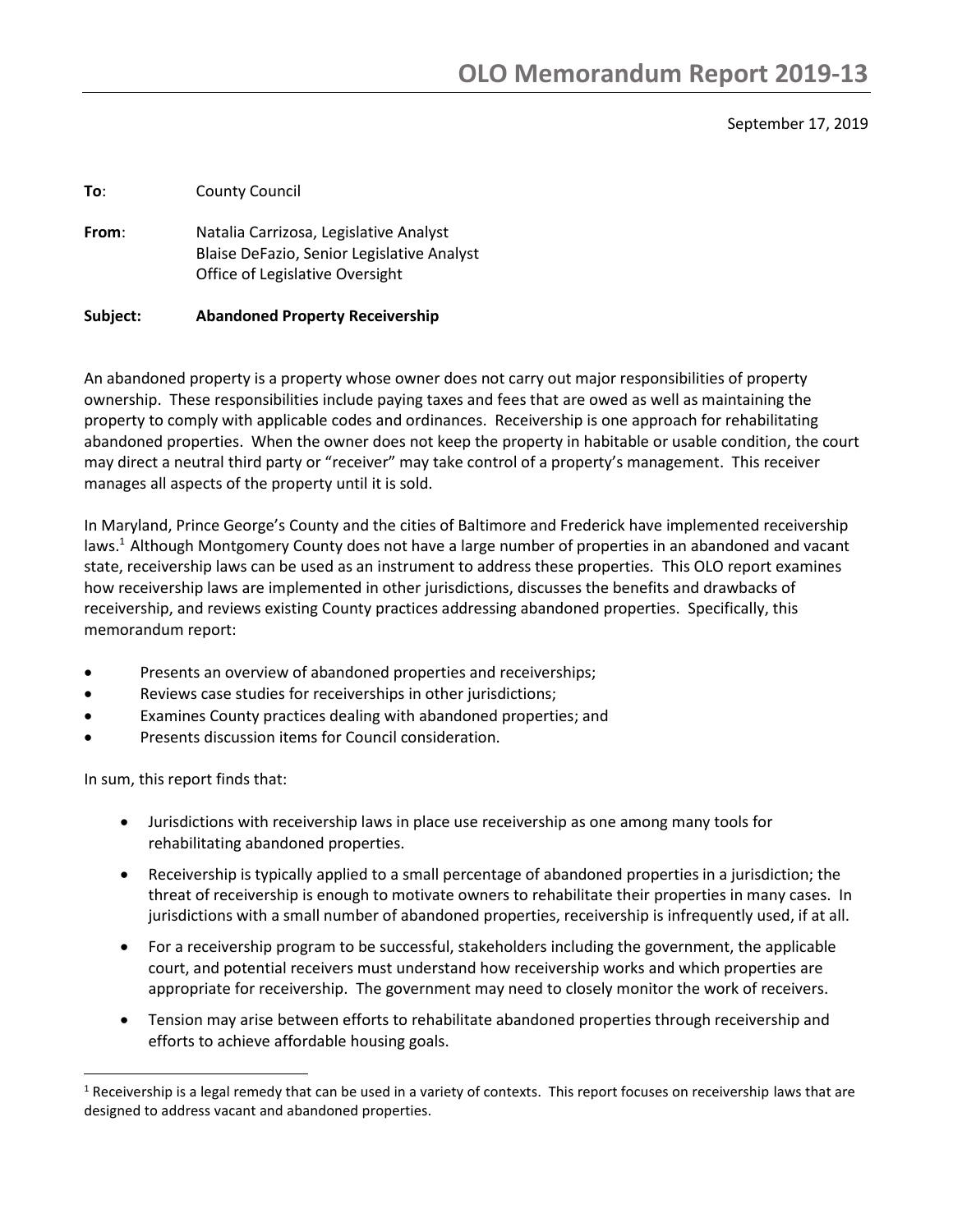# OLO Memorandum Report 2019-13

September 17, 2019

**To**: County Council

**From**: Natalia Carrizosa, Legislative Analyst
Blaise DeFazio, Senior Legislative Analyst
Office of Legislative Oversight

**Subject: Abandoned Property Receivership**

An abandoned property is a property whose owner does not carry out major responsibilities of property ownership. These responsibilities include paying taxes and fees that are owed as well as maintaining the property to comply with applicable codes and ordinances. Receivership is one approach for rehabilitating abandoned properties. When the owner does not keep the property in habitable or usable condition, the court may direct a neutral third party or "receiver" may take control of a property's management. This receiver manages all aspects of the property until it is sold.

In Maryland, Prince George's County and the cities of Baltimore and Frederick have implemented receivership laws.[1] Although Montgomery County does not have a large number of properties in an abandoned and vacant state, receivership laws can be used as an instrument to address these properties. This OLO report examines how receivership laws are implemented in other jurisdictions, discusses the benefits and drawbacks of receivership, and reviews existing County practices addressing abandoned properties. Specifically, this memorandum report:

- Presents an overview of abandoned properties and receiverships;
- Reviews case studies for receiverships in other jurisdictions;
- Examines County practices dealing with abandoned properties; and
- Presents discussion items for Council consideration.

In sum, this report finds that:

- Jurisdictions with receivership laws in place use receivership as one among many tools for rehabilitating abandoned properties.
- Receivership is typically applied to a small percentage of abandoned properties in a jurisdiction; the threat of receivership is enough to motivate owners to rehabilitate their properties in many cases. In jurisdictions with a small number of abandoned properties, receivership is infrequently used, if at all.
- For a receivership program to be successful, stakeholders including the government, the applicable court, and potential receivers must understand how receivership works and which properties are appropriate for receivership. The government may need to closely monitor the work of receivers.
- Tension may arise between efforts to rehabilitate abandoned properties through receivership and efforts to achieve affordable housing goals.

[1] Receivership is a legal remedy that can be used in a variety of contexts. This report focuses on receivership laws that are designed to address vacant and abandoned properties.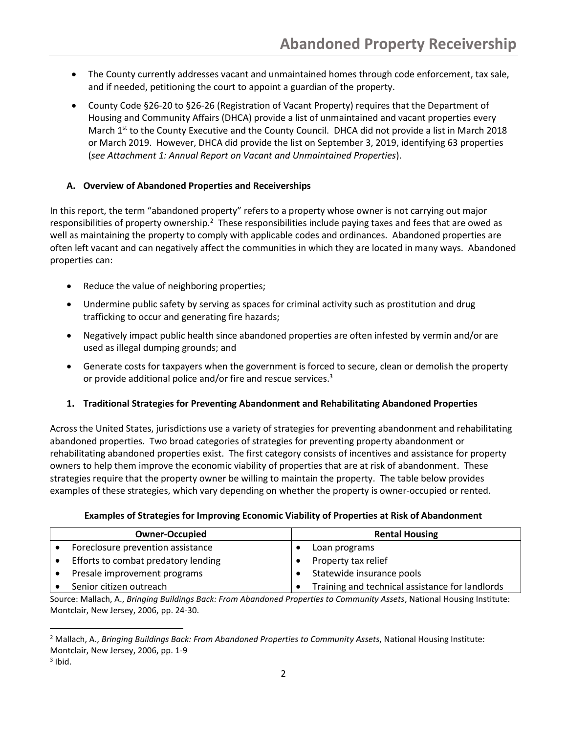- The County currently addresses vacant and unmaintained homes through code enforcement, tax sale, and if needed, petitioning the court to appoint a guardian of the property.
- County Code §26-20 to §26-26 (Registration of Vacant Property) requires that the Department of Housing and Community Affairs (DHCA) provide a list of unmaintained and vacant properties every March 1st to the County Executive and the County Council. DHCA did not provide a list in March 2018 or March 2019. However, DHCA did provide the list on September 3, 2019, identifying 63 properties (*see Attachment 1: Annual Report on Vacant and Unmaintained Properties*).

### A. Overview of Abandoned Properties and Receiverships

In this report, the term "abandoned property" refers to a property whose owner is not carrying out major responsibilities of property ownership.[2] These responsibilities include paying taxes and fees that are owed as well as maintaining the property to comply with applicable codes and ordinances. Abandoned properties are often left vacant and can negatively affect the communities in which they are located in many ways. Abandoned properties can:

- Reduce the value of neighboring properties;
- Undermine public safety by serving as spaces for criminal activity such as prostitution and drug trafficking to occur and generating fire hazards;
- Negatively impact public health since abandoned properties are often infested by vermin and/or are used as illegal dumping grounds; and
- Generate costs for taxpayers when the government is forced to secure, clean or demolish the property or provide additional police and/or fire and rescue services.[3]

#### 1. Traditional Strategies for Preventing Abandonment and Rehabilitating Abandoned Properties

Across the United States, jurisdictions use a variety of strategies for preventing abandonment and rehabilitating abandoned properties. Two broad categories of strategies for preventing property abandonment or rehabilitating abandoned properties exist. The first category consists of incentives and assistance for property owners to help them improve the economic viability of properties that are at risk of abandonment. These strategies require that the property owner be willing to maintain the property. The table below provides examples of these strategies, which vary depending on whether the property is owner-occupied or rented.

**Examples of Strategies for Improving Economic Viability of Properties at Risk of Abandonment**

| Owner-Occupied | Rental Housing |
|---|---|
| • Foreclosure prevention assistance | • Loan programs |
| • Efforts to combat predatory lending | • Property tax relief |
| • Presale improvement programs | • Statewide insurance pools |
| • Senior citizen outreach | • Training and technical assistance for landlords |

Source: Mallach, A., *Bringing Buildings Back: From Abandoned Properties to Community Assets*, National Housing Institute: Montclair, New Jersey, 2006, pp. 24-30.

[2] Mallach, A., *Bringing Buildings Back: From Abandoned Properties to Community Assets*, National Housing Institute: Montclair, New Jersey, 2006, pp. 1-9

[3] Ibid.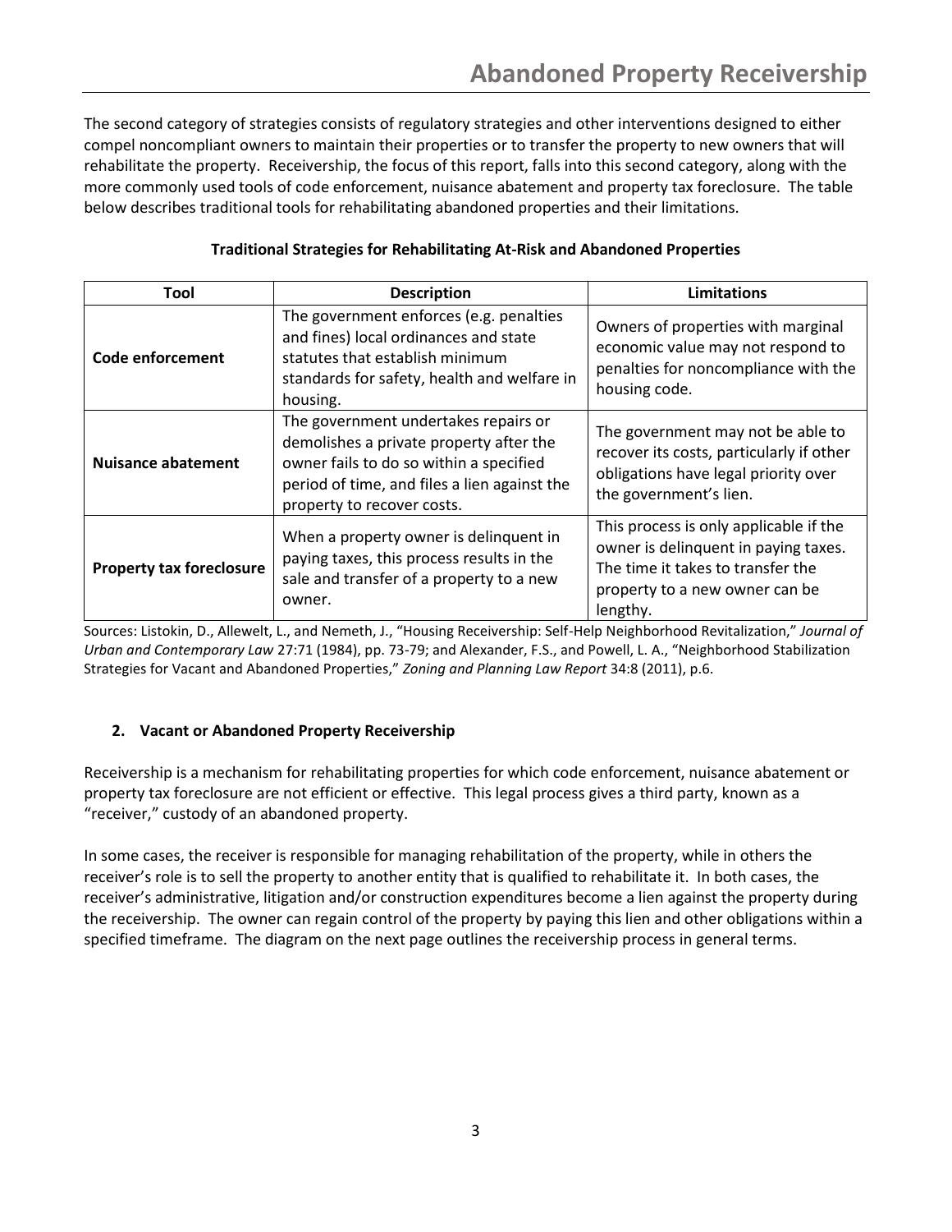The second category of strategies consists of regulatory strategies and other interventions designed to either compel noncompliant owners to maintain their properties or to transfer the property to new owners that will rehabilitate the property. Receivership, the focus of this report, falls into this second category, along with the more commonly used tools of code enforcement, nuisance abatement and property tax foreclosure. The table below describes traditional tools for rehabilitating abandoned properties and their limitations.

**Traditional Strategies for Rehabilitating At-Risk and Abandoned Properties**

| Tool | Description | Limitations |
| --- | --- | --- |
| **Code enforcement** | The government enforces (e.g. penalties and fines) local ordinances and state statutes that establish minimum standards for safety, health and welfare in housing. | Owners of properties with marginal economic value may not respond to penalties for noncompliance with the housing code. |
| **Nuisance abatement** | The government undertakes repairs or demolishes a private property after the owner fails to do so within a specified period of time, and files a lien against the property to recover costs. | The government may not be able to recover its costs, particularly if other obligations have legal priority over the government's lien. |
| **Property tax foreclosure** | When a property owner is delinquent in paying taxes, this process results in the sale and transfer of a property to a new owner. | This process is only applicable if the owner is delinquent in paying taxes. The time it takes to transfer the property to a new owner can be lengthy. |

Sources: Listokin, D., Allewelt, L., and Nemeth, J., "Housing Receivership: Self-Help Neighborhood Revitalization," *Journal of Urban and Contemporary Law* 27:71 (1984), pp. 73-79; and Alexander, F.S., and Powell, L. A., "Neighborhood Stabilization Strategies for Vacant and Abandoned Properties," *Zoning and Planning Law Report* 34:8 (2011), p.6.

## 2. Vacant or Abandoned Property Receivership

Receivership is a mechanism for rehabilitating properties for which code enforcement, nuisance abatement or property tax foreclosure are not efficient or effective. This legal process gives a third party, known as a "receiver," custody of an abandoned property.

In some cases, the receiver is responsible for managing rehabilitation of the property, while in others the receiver's role is to sell the property to another entity that is qualified to rehabilitate it. In both cases, the receiver's administrative, litigation and/or construction expenditures become a lien against the property during the receivership. The owner can regain control of the property by paying this lien and other obligations within a specified timeframe. The diagram on the next page outlines the receivership process in general terms.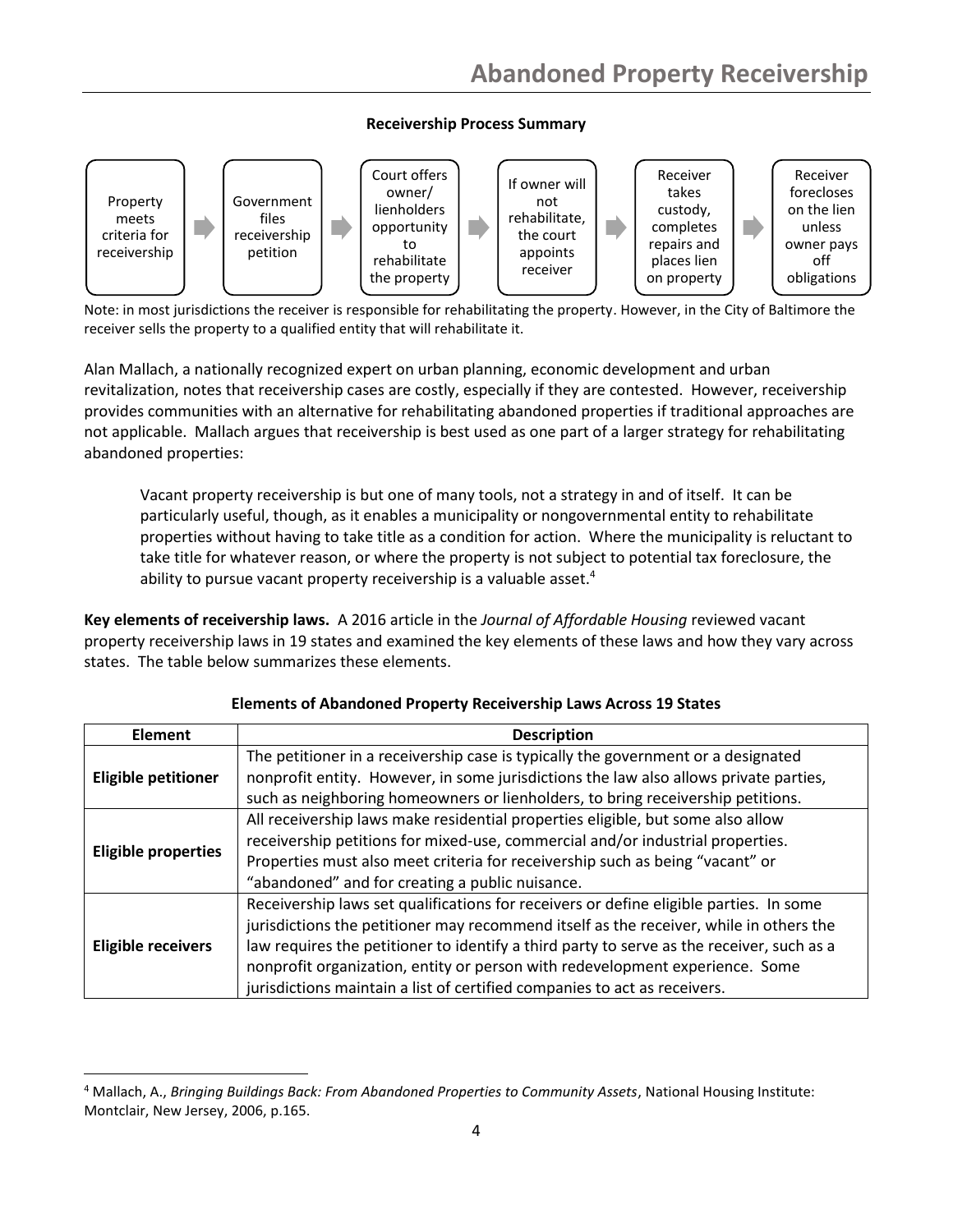**Receivership Process Summary**

Property meets criteria for receivership → Government files receivership petition → Court offers owner/ lienholders opportunity to rehabilitate the property → If owner will not rehabilitate, the court appoints receiver → Receiver takes custody, completes repairs and places lien on property → Receiver forecloses on the lien unless owner pays off obligations

Note: in most jurisdictions the receiver is responsible for rehabilitating the property. However, in the City of Baltimore the receiver sells the property to a qualified entity that will rehabilitate it.

Alan Mallach, a nationally recognized expert on urban planning, economic development and urban revitalization, notes that receivership cases are costly, especially if they are contested. However, receivership provides communities with an alternative for rehabilitating abandoned properties if traditional approaches are not applicable. Mallach argues that receivership is best used as one part of a larger strategy for rehabilitating abandoned properties:

> Vacant property receivership is but one of many tools, not a strategy in and of itself. It can be particularly useful, though, as it enables a municipality or nongovernmental entity to rehabilitate properties without having to take title as a condition for action. Where the municipality is reluctant to take title for whatever reason, or where the property is not subject to potential tax foreclosure, the ability to pursue vacant property receivership is a valuable asset.[4]

**Key elements of receivership laws.** A 2016 article in the *Journal of Affordable Housing* reviewed vacant property receivership laws in 19 states and examined the key elements of these laws and how they vary across states. The table below summarizes these elements.

**Elements of Abandoned Property Receivership Laws Across 19 States**

| Element | Description |
|---|---|
| **Eligible petitioner** | The petitioner in a receivership case is typically the government or a designated nonprofit entity. However, in some jurisdictions the law also allows private parties, such as neighboring homeowners or lienholders, to bring receivership petitions. |
| **Eligible properties** | All receivership laws make residential properties eligible, but some also allow receivership petitions for mixed-use, commercial and/or industrial properties. Properties must also meet criteria for receivership such as being "vacant" or "abandoned" and for creating a public nuisance. |
| **Eligible receivers** | Receivership laws set qualifications for receivers or define eligible parties. In some jurisdictions the petitioner may recommend itself as the receiver, while in others the law requires the petitioner to identify a third party to serve as the receiver, such as a nonprofit organization, entity or person with redevelopment experience. Some jurisdictions maintain a list of certified companies to act as receivers. |

[4] Mallach, A., *Bringing Buildings Back: From Abandoned Properties to Community Assets*, National Housing Institute: Montclair, New Jersey, 2006, p.165.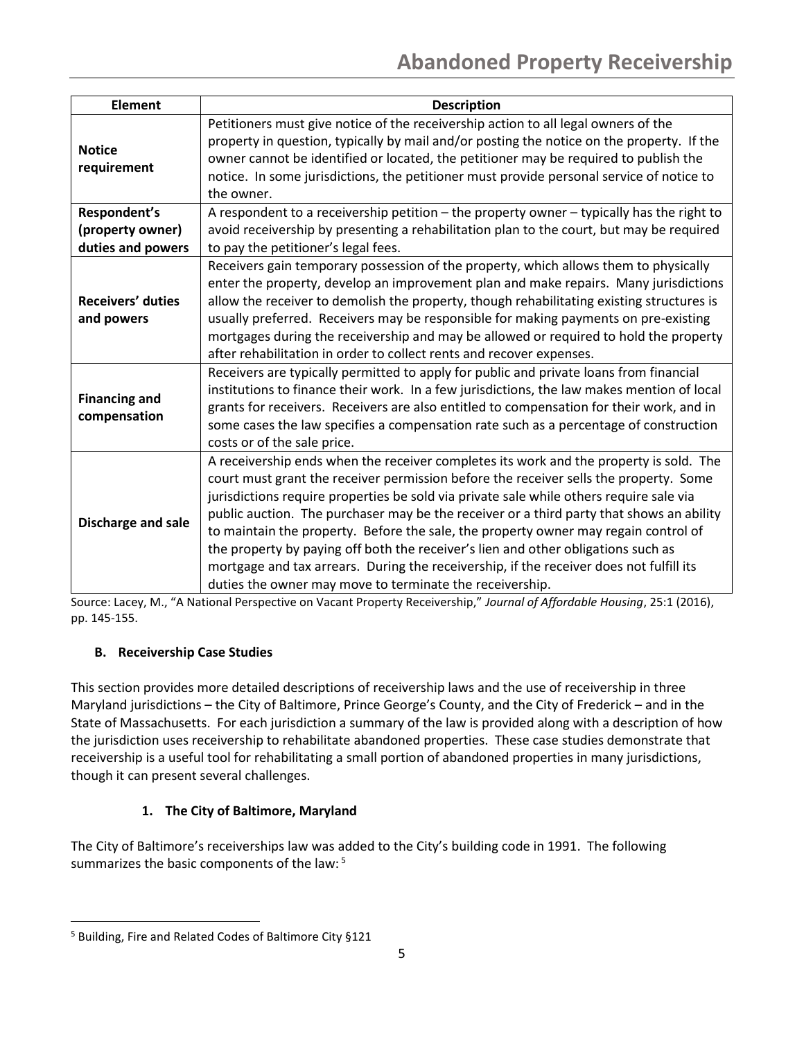| Element | Description |
|---|---|
| **Notice requirement** | Petitioners must give notice of the receivership action to all legal owners of the property in question, typically by mail and/or posting the notice on the property. If the owner cannot be identified or located, the petitioner may be required to publish the notice. In some jurisdictions, the petitioner must provide personal service of notice to the owner. |
| **Respondent's (property owner) duties and powers** | A respondent to a receivership petition – the property owner – typically has the right to avoid receivership by presenting a rehabilitation plan to the court, but may be required to pay the petitioner's legal fees. |
| **Receivers' duties and powers** | Receivers gain temporary possession of the property, which allows them to physically enter the property, develop an improvement plan and make repairs. Many jurisdictions allow the receiver to demolish the property, though rehabilitating existing structures is usually preferred. Receivers may be responsible for making payments on pre-existing mortgages during the receivership and may be allowed or required to hold the property after rehabilitation in order to collect rents and recover expenses. |
| **Financing and compensation** | Receivers are typically permitted to apply for public and private loans from financial institutions to finance their work. In a few jurisdictions, the law makes mention of local grants for receivers. Receivers are also entitled to compensation for their work, and in some cases the law specifies a compensation rate such as a percentage of construction costs or of the sale price. |
| **Discharge and sale** | A receivership ends when the receiver completes its work and the property is sold. The court must grant the receiver permission before the receiver sells the property. Some jurisdictions require properties be sold via private sale while others require sale via public auction. The purchaser may be the receiver or a third party that shows an ability to maintain the property. Before the sale, the property owner may regain control of the property by paying off both the receiver's lien and other obligations such as mortgage and tax arrears. During the receivership, if the receiver does not fulfill its duties the owner may move to terminate the receivership. |

Source: Lacey, M., "A National Perspective on Vacant Property Receivership," *Journal of Affordable Housing*, 25:1 (2016), pp. 145-155.

### B. Receivership Case Studies

This section provides more detailed descriptions of receivership laws and the use of receivership in three Maryland jurisdictions – the City of Baltimore, Prince George's County, and the City of Frederick – and in the State of Massachusetts. For each jurisdiction a summary of the law is provided along with a description of how the jurisdiction uses receivership to rehabilitate abandoned properties. These case studies demonstrate that receivership is a useful tool for rehabilitating a small portion of abandoned properties in many jurisdictions, though it can present several challenges.

#### 1. The City of Baltimore, Maryland

The City of Baltimore's receiverships law was added to the City's building code in 1991. The following summarizes the basic components of the law: [5]

[5] Building, Fire and Related Codes of Baltimore City §121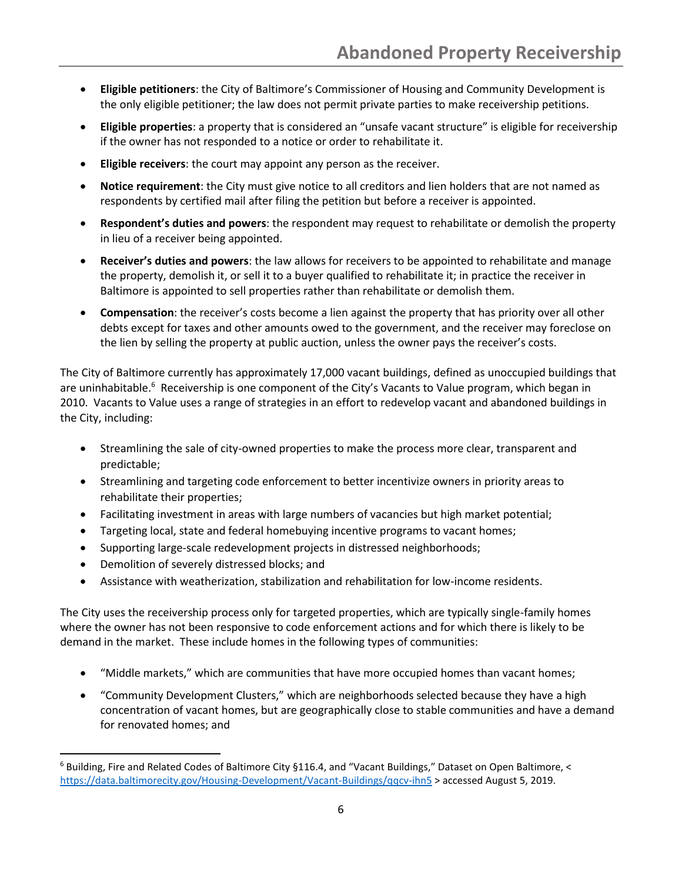- **Eligible petitioners**: the City of Baltimore's Commissioner of Housing and Community Development is the only eligible petitioner; the law does not permit private parties to make receivership petitions.
- **Eligible properties**: a property that is considered an "unsafe vacant structure" is eligible for receivership if the owner has not responded to a notice or order to rehabilitate it.
- **Eligible receivers**: the court may appoint any person as the receiver.
- **Notice requirement**: the City must give notice to all creditors and lien holders that are not named as respondents by certified mail after filing the petition but before a receiver is appointed.
- **Respondent's duties and powers**: the respondent may request to rehabilitate or demolish the property in lieu of a receiver being appointed.
- **Receiver's duties and powers**: the law allows for receivers to be appointed to rehabilitate and manage the property, demolish it, or sell it to a buyer qualified to rehabilitate it; in practice the receiver in Baltimore is appointed to sell properties rather than rehabilitate or demolish them.
- **Compensation**: the receiver's costs become a lien against the property that has priority over all other debts except for taxes and other amounts owed to the government, and the receiver may foreclose on the lien by selling the property at public auction, unless the owner pays the receiver's costs.

The City of Baltimore currently has approximately 17,000 vacant buildings, defined as unoccupied buildings that are uninhabitable.[6] Receivership is one component of the City's Vacants to Value program, which began in 2010. Vacants to Value uses a range of strategies in an effort to redevelop vacant and abandoned buildings in the City, including:

- Streamlining the sale of city-owned properties to make the process more clear, transparent and predictable;
- Streamlining and targeting code enforcement to better incentivize owners in priority areas to rehabilitate their properties;
- Facilitating investment in areas with large numbers of vacancies but high market potential;
- Targeting local, state and federal homebuying incentive programs to vacant homes;
- Supporting large-scale redevelopment projects in distressed neighborhoods;
- Demolition of severely distressed blocks; and
- Assistance with weatherization, stabilization and rehabilitation for low-income residents.

The City uses the receivership process only for targeted properties, which are typically single-family homes where the owner has not been responsive to code enforcement actions and for which there is likely to be demand in the market. These include homes in the following types of communities:

- "Middle markets," which are communities that have more occupied homes than vacant homes;
- "Community Development Clusters," which are neighborhoods selected because they have a high concentration of vacant homes, but are geographically close to stable communities and have a demand for renovated homes; and

[6] Building, Fire and Related Codes of Baltimore City §116.4, and "Vacant Buildings," Dataset on Open Baltimore, < https://data.baltimorecity.gov/Housing-Development/Vacant-Buildings/qqcv-ihn5 > accessed August 5, 2019.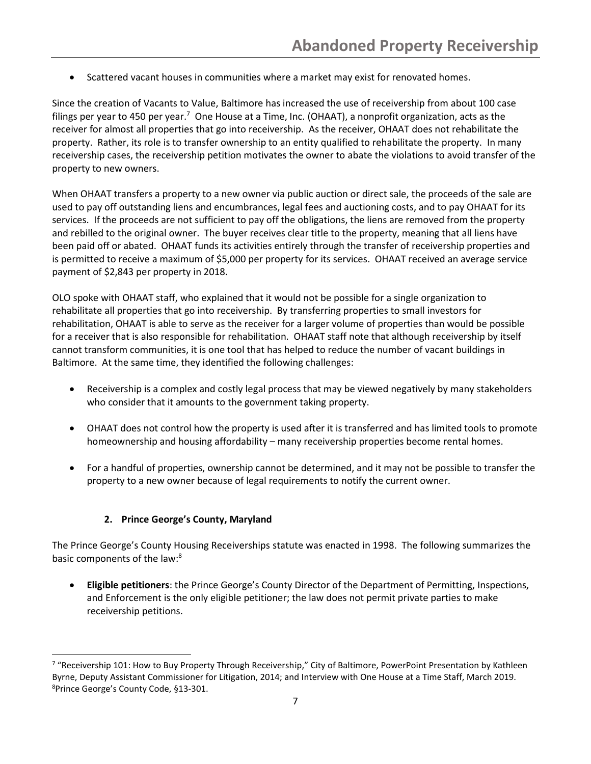- Scattered vacant houses in communities where a market may exist for renovated homes.

Since the creation of Vacants to Value, Baltimore has increased the use of receivership from about 100 case filings per year to 450 per year.[7] One House at a Time, Inc. (OHAAT), a nonprofit organization, acts as the receiver for almost all properties that go into receivership. As the receiver, OHAAT does not rehabilitate the property. Rather, its role is to transfer ownership to an entity qualified to rehabilitate the property. In many receivership cases, the receivership petition motivates the owner to abate the violations to avoid transfer of the property to new owners.

When OHAAT transfers a property to a new owner via public auction or direct sale, the proceeds of the sale are used to pay off outstanding liens and encumbrances, legal fees and auctioning costs, and to pay OHAAT for its services. If the proceeds are not sufficient to pay off the obligations, the liens are removed from the property and rebilled to the original owner. The buyer receives clear title to the property, meaning that all liens have been paid off or abated. OHAAT funds its activities entirely through the transfer of receivership properties and is permitted to receive a maximum of $5,000 per property for its services. OHAAT received an average service payment of $2,843 per property in 2018.

OLO spoke with OHAAT staff, who explained that it would not be possible for a single organization to rehabilitate all properties that go into receivership. By transferring properties to small investors for rehabilitation, OHAAT is able to serve as the receiver for a larger volume of properties than would be possible for a receiver that is also responsible for rehabilitation. OHAAT staff note that although receivership by itself cannot transform communities, it is one tool that has helped to reduce the number of vacant buildings in Baltimore. At the same time, they identified the following challenges:

- Receivership is a complex and costly legal process that may be viewed negatively by many stakeholders who consider that it amounts to the government taking property.
- OHAAT does not control how the property is used after it is transferred and has limited tools to promote homeownership and housing affordability – many receivership properties become rental homes.
- For a handful of properties, ownership cannot be determined, and it may not be possible to transfer the property to a new owner because of legal requirements to notify the current owner.

### 2. Prince George's County, Maryland

The Prince George's County Housing Receiverships statute was enacted in 1998. The following summarizes the basic components of the law:[8]

- **Eligible petitioners**: the Prince George's County Director of the Department of Permitting, Inspections, and Enforcement is the only eligible petitioner; the law does not permit private parties to make receivership petitions.

---

[7] "Receivership 101: How to Buy Property Through Receivership," City of Baltimore, PowerPoint Presentation by Kathleen Byrne, Deputy Assistant Commissioner for Litigation, 2014; and Interview with One House at a Time Staff, March 2019.

[8] Prince George's County Code, §13-301.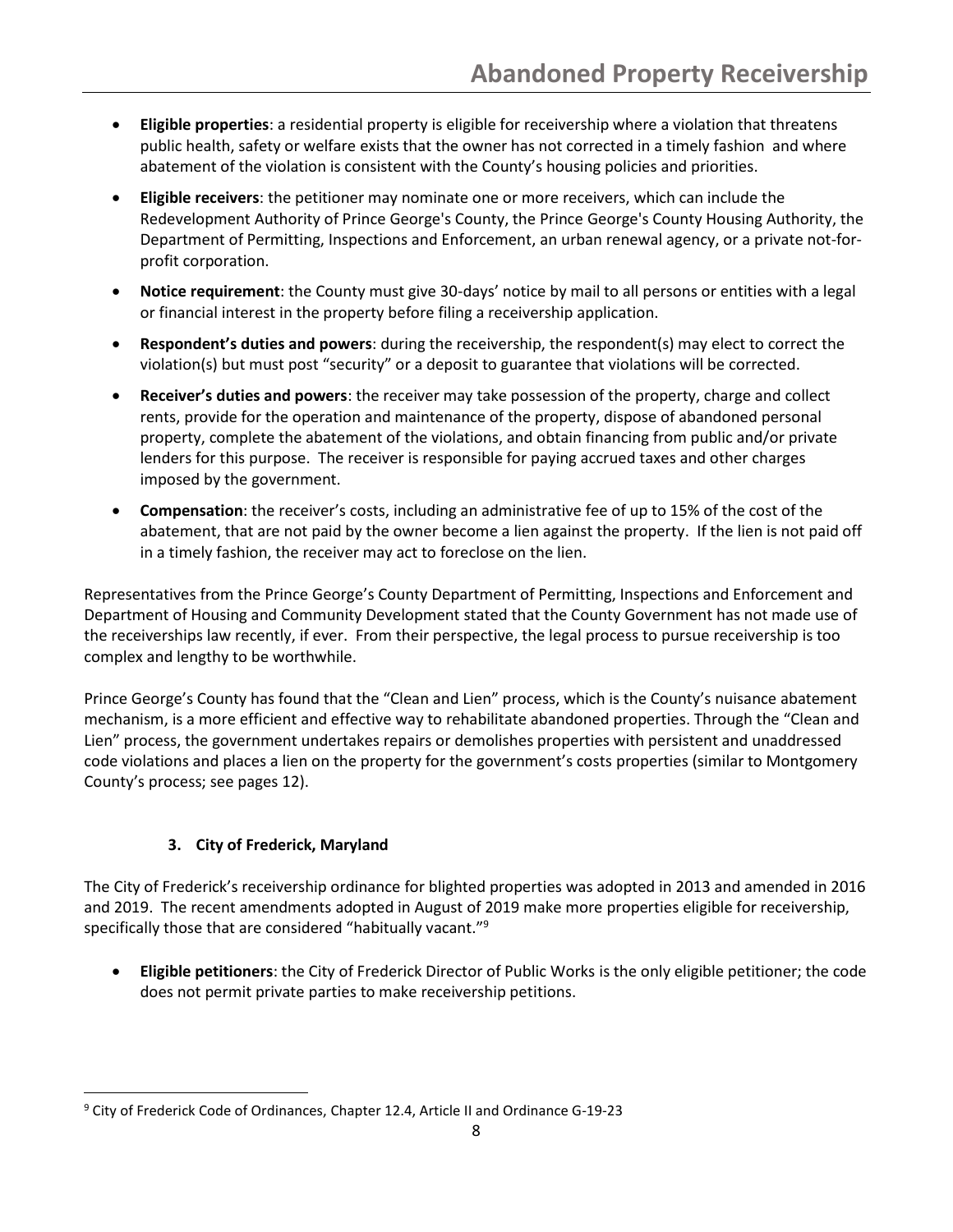- **Eligible properties**: a residential property is eligible for receivership where a violation that threatens public health, safety or welfare exists that the owner has not corrected in a timely fashion and where abatement of the violation is consistent with the County's housing policies and priorities.
- **Eligible receivers**: the petitioner may nominate one or more receivers, which can include the Redevelopment Authority of Prince George's County, the Prince George's County Housing Authority, the Department of Permitting, Inspections and Enforcement, an urban renewal agency, or a private not-for-profit corporation.
- **Notice requirement**: the County must give 30-days' notice by mail to all persons or entities with a legal or financial interest in the property before filing a receivership application.
- **Respondent's duties and powers**: during the receivership, the respondent(s) may elect to correct the violation(s) but must post "security" or a deposit to guarantee that violations will be corrected.
- **Receiver's duties and powers**: the receiver may take possession of the property, charge and collect rents, provide for the operation and maintenance of the property, dispose of abandoned personal property, complete the abatement of the violations, and obtain financing from public and/or private lenders for this purpose. The receiver is responsible for paying accrued taxes and other charges imposed by the government.
- **Compensation**: the receiver's costs, including an administrative fee of up to 15% of the cost of the abatement, that are not paid by the owner become a lien against the property. If the lien is not paid off in a timely fashion, the receiver may act to foreclose on the lien.

Representatives from the Prince George's County Department of Permitting, Inspections and Enforcement and Department of Housing and Community Development stated that the County Government has not made use of the receiverships law recently, if ever. From their perspective, the legal process to pursue receivership is too complex and lengthy to be worthwhile.

Prince George's County has found that the "Clean and Lien" process, which is the County's nuisance abatement mechanism, is a more efficient and effective way to rehabilitate abandoned properties. Through the "Clean and Lien" process, the government undertakes repairs or demolishes properties with persistent and unaddressed code violations and places a lien on the property for the government's costs properties (similar to Montgomery County's process; see pages 12).

### 3. City of Frederick, Maryland

The City of Frederick's receivership ordinance for blighted properties was adopted in 2013 and amended in 2016 and 2019. The recent amendments adopted in August of 2019 make more properties eligible for receivership, specifically those that are considered "habitually vacant."[9]

- **Eligible petitioners**: the City of Frederick Director of Public Works is the only eligible petitioner; the code does not permit private parties to make receivership petitions.

[9] City of Frederick Code of Ordinances, Chapter 12.4, Article II and Ordinance G-19-23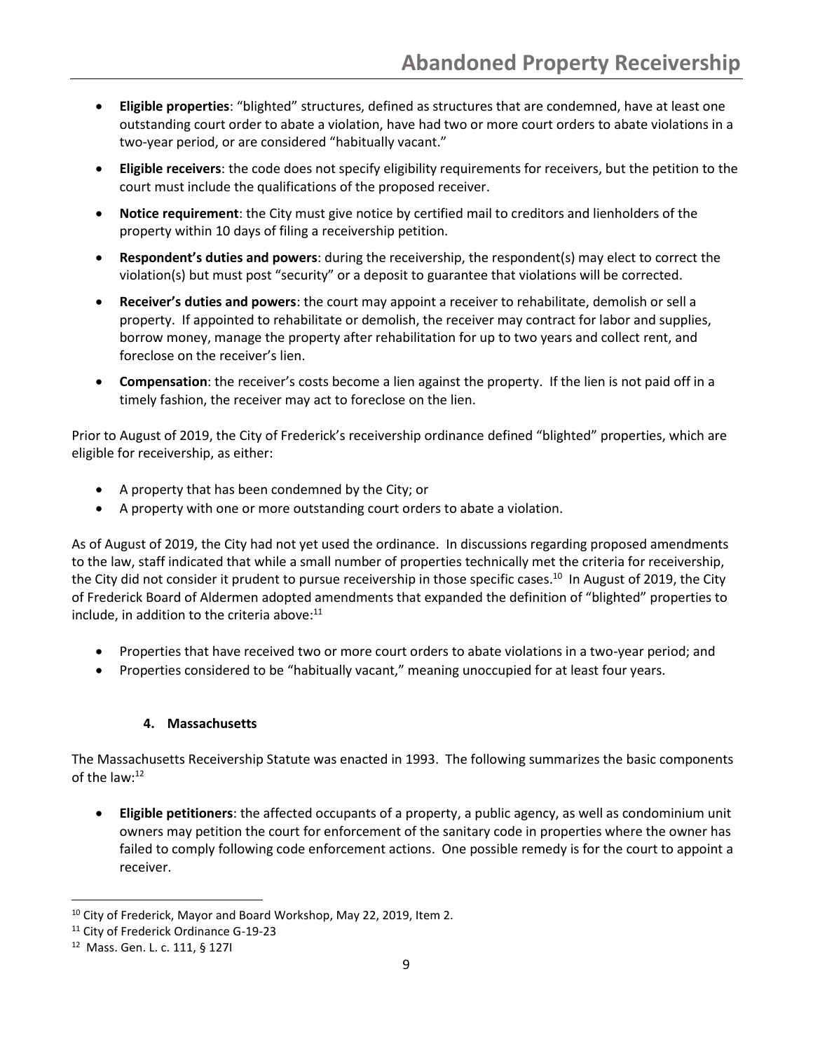- **Eligible properties**: "blighted" structures, defined as structures that are condemned, have at least one outstanding court order to abate a violation, have had two or more court orders to abate violations in a two-year period, or are considered "habitually vacant."
- **Eligible receivers**: the code does not specify eligibility requirements for receivers, but the petition to the court must include the qualifications of the proposed receiver.
- **Notice requirement**: the City must give notice by certified mail to creditors and lienholders of the property within 10 days of filing a receivership petition.
- **Respondent's duties and powers**: during the receivership, the respondent(s) may elect to correct the violation(s) but must post "security" or a deposit to guarantee that violations will be corrected.
- **Receiver's duties and powers**: the court may appoint a receiver to rehabilitate, demolish or sell a property. If appointed to rehabilitate or demolish, the receiver may contract for labor and supplies, borrow money, manage the property after rehabilitation for up to two years and collect rent, and foreclose on the receiver's lien.
- **Compensation**: the receiver's costs become a lien against the property. If the lien is not paid off in a timely fashion, the receiver may act to foreclose on the lien.

Prior to August of 2019, the City of Frederick's receivership ordinance defined "blighted" properties, which are eligible for receivership, as either:

- A property that has been condemned by the City; or
- A property with one or more outstanding court orders to abate a violation.

As of August of 2019, the City had not yet used the ordinance. In discussions regarding proposed amendments to the law, staff indicated that while a small number of properties technically met the criteria for receivership, the City did not consider it prudent to pursue receivership in those specific cases.[10] In August of 2019, the City of Frederick Board of Aldermen adopted amendments that expanded the definition of "blighted" properties to include, in addition to the criteria above:[11]

- Properties that have received two or more court orders to abate violations in a two-year period; and
- Properties considered to be "habitually vacant," meaning unoccupied for at least four years.

### 4. Massachusetts

The Massachusetts Receivership Statute was enacted in 1993. The following summarizes the basic components of the law:[12]

- **Eligible petitioners**: the affected occupants of a property, a public agency, as well as condominium unit owners may petition the court for enforcement of the sanitary code in properties where the owner has failed to comply following code enforcement actions. One possible remedy is for the court to appoint a receiver.

[10] City of Frederick, Mayor and Board Workshop, May 22, 2019, Item 2.

[11] City of Frederick Ordinance G-19-23

[12] Mass. Gen. L. c. 111, § 127I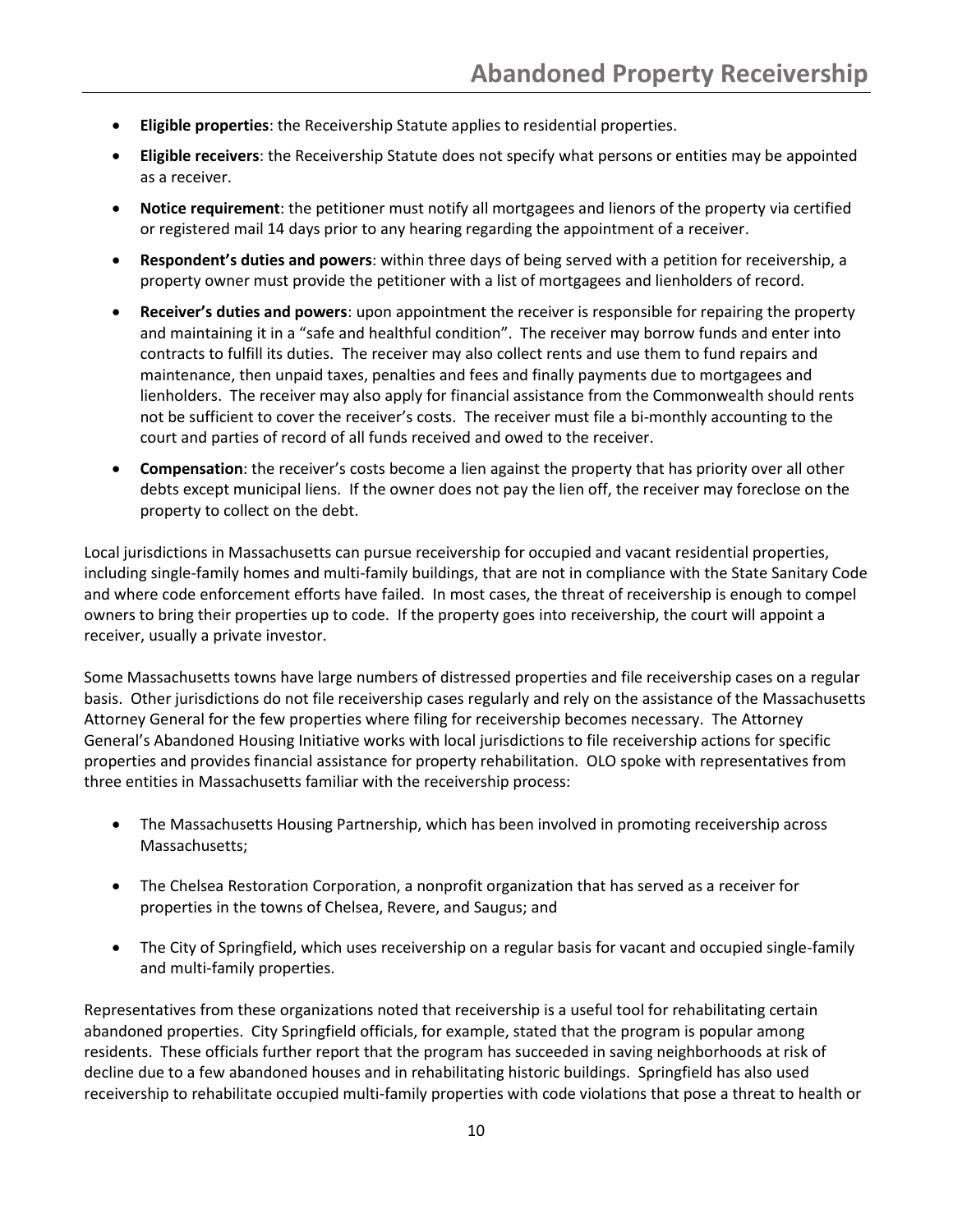- **Eligible properties**: the Receivership Statute applies to residential properties.
- **Eligible receivers**: the Receivership Statute does not specify what persons or entities may be appointed as a receiver.
- **Notice requirement**: the petitioner must notify all mortgagees and lienors of the property via certified or registered mail 14 days prior to any hearing regarding the appointment of a receiver.
- **Respondent's duties and powers**: within three days of being served with a petition for receivership, a property owner must provide the petitioner with a list of mortgagees and lienholders of record.
- **Receiver's duties and powers**: upon appointment the receiver is responsible for repairing the property and maintaining it in a "safe and healthful condition". The receiver may borrow funds and enter into contracts to fulfill its duties. The receiver may also collect rents and use them to fund repairs and maintenance, then unpaid taxes, penalties and fees and finally payments due to mortgagees and lienholders. The receiver may also apply for financial assistance from the Commonwealth should rents not be sufficient to cover the receiver's costs. The receiver must file a bi-monthly accounting to the court and parties of record of all funds received and owed to the receiver.
- **Compensation**: the receiver's costs become a lien against the property that has priority over all other debts except municipal liens. If the owner does not pay the lien off, the receiver may foreclose on the property to collect on the debt.

Local jurisdictions in Massachusetts can pursue receivership for occupied and vacant residential properties, including single-family homes and multi-family buildings, that are not in compliance with the State Sanitary Code and where code enforcement efforts have failed. In most cases, the threat of receivership is enough to compel owners to bring their properties up to code. If the property goes into receivership, the court will appoint a receiver, usually a private investor.

Some Massachusetts towns have large numbers of distressed properties and file receivership cases on a regular basis. Other jurisdictions do not file receivership cases regularly and rely on the assistance of the Massachusetts Attorney General for the few properties where filing for receivership becomes necessary. The Attorney General's Abandoned Housing Initiative works with local jurisdictions to file receivership actions for specific properties and provides financial assistance for property rehabilitation. OLO spoke with representatives from three entities in Massachusetts familiar with the receivership process:

- The Massachusetts Housing Partnership, which has been involved in promoting receivership across Massachusetts;
- The Chelsea Restoration Corporation, a nonprofit organization that has served as a receiver for properties in the towns of Chelsea, Revere, and Saugus; and
- The City of Springfield, which uses receivership on a regular basis for vacant and occupied single-family and multi-family properties.

Representatives from these organizations noted that receivership is a useful tool for rehabilitating certain abandoned properties. City Springfield officials, for example, stated that the program is popular among residents. These officials further report that the program has succeeded in saving neighborhoods at risk of decline due to a few abandoned houses and in rehabilitating historic buildings. Springfield has also used receivership to rehabilitate occupied multi-family properties with code violations that pose a threat to health or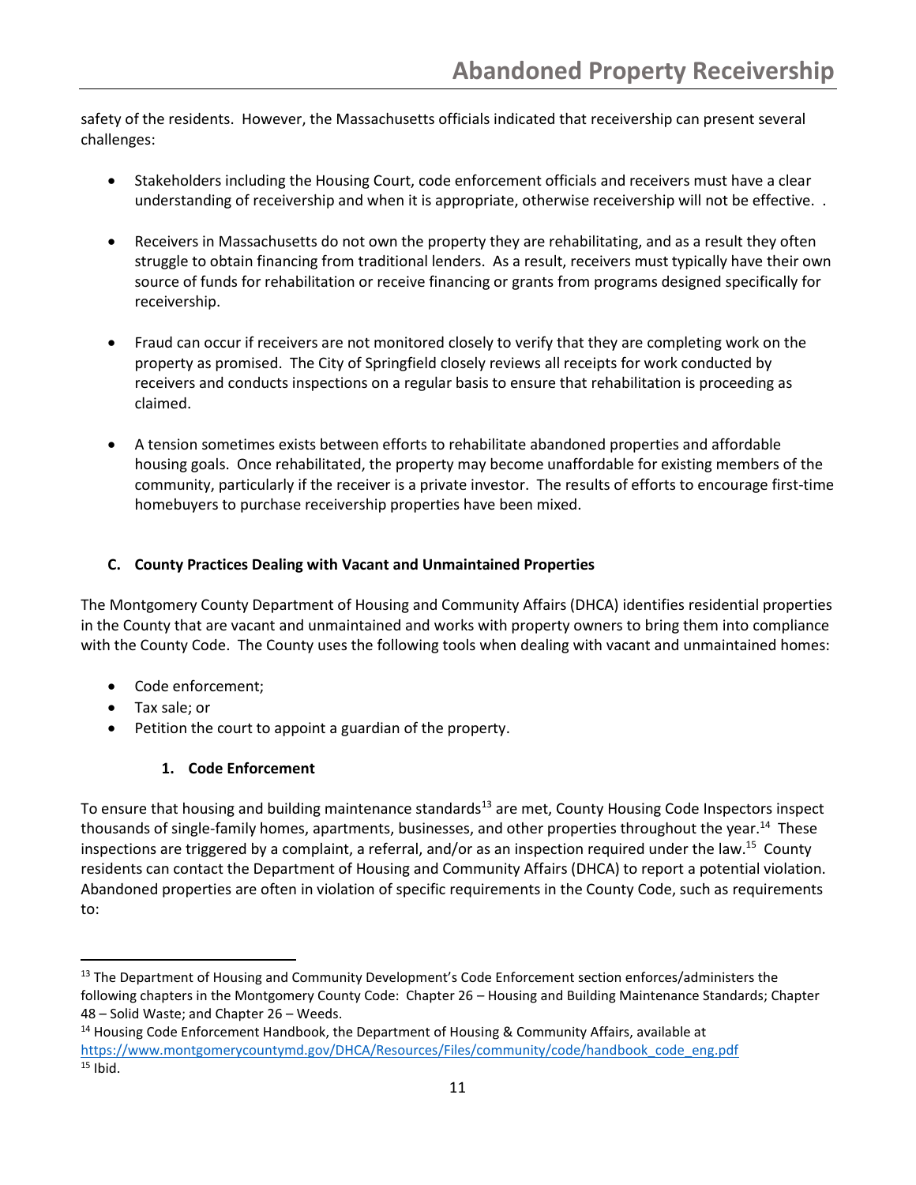safety of the residents. However, the Massachusetts officials indicated that receivership can present several challenges:

- Stakeholders including the Housing Court, code enforcement officials and receivers must have a clear understanding of receivership and when it is appropriate, otherwise receivership will not be effective. .

- Receivers in Massachusetts do not own the property they are rehabilitating, and as a result they often struggle to obtain financing from traditional lenders. As a result, receivers must typically have their own source of funds for rehabilitation or receive financing or grants from programs designed specifically for receivership.

- Fraud can occur if receivers are not monitored closely to verify that they are completing work on the property as promised. The City of Springfield closely reviews all receipts for work conducted by receivers and conducts inspections on a regular basis to ensure that rehabilitation is proceeding as claimed.

- A tension sometimes exists between efforts to rehabilitate abandoned properties and affordable housing goals. Once rehabilitated, the property may become unaffordable for existing members of the community, particularly if the receiver is a private investor. The results of efforts to encourage first-time homebuyers to purchase receivership properties have been mixed.

### C. County Practices Dealing with Vacant and Unmaintained Properties

The Montgomery County Department of Housing and Community Affairs (DHCA) identifies residential properties in the County that are vacant and unmaintained and works with property owners to bring them into compliance with the County Code. The County uses the following tools when dealing with vacant and unmaintained homes:

- Code enforcement;
- Tax sale; or
- Petition the court to appoint a guardian of the property.

#### 1. Code Enforcement

To ensure that housing and building maintenance standards[13] are met, County Housing Code Inspectors inspect thousands of single-family homes, apartments, businesses, and other properties throughout the year.[14] These inspections are triggered by a complaint, a referral, and/or as an inspection required under the law.[15] County residents can contact the Department of Housing and Community Affairs (DHCA) to report a potential violation. Abandoned properties are often in violation of specific requirements in the County Code, such as requirements to:

---

[13] The Department of Housing and Community Development's Code Enforcement section enforces/administers the following chapters in the Montgomery County Code: Chapter 26 – Housing and Building Maintenance Standards; Chapter 48 – Solid Waste; and Chapter 26 – Weeds.

[14] Housing Code Enforcement Handbook, the Department of Housing & Community Affairs, available at https://www.montgomerycountymd.gov/DHCA/Resources/Files/community/code/handbook_code_eng.pdf

[15] Ibid.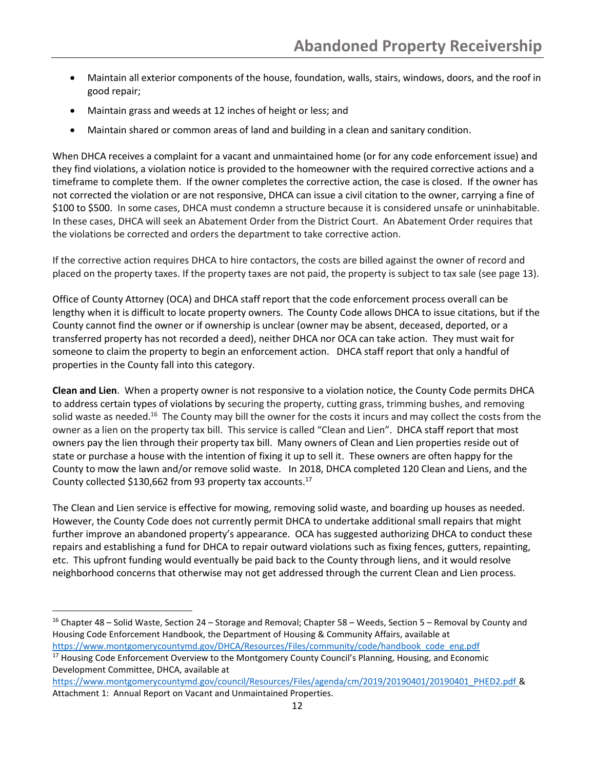- Maintain all exterior components of the house, foundation, walls, stairs, windows, doors, and the roof in good repair;
- Maintain grass and weeds at 12 inches of height or less; and
- Maintain shared or common areas of land and building in a clean and sanitary condition.

When DHCA receives a complaint for a vacant and unmaintained home (or for any code enforcement issue) and they find violations, a violation notice is provided to the homeowner with the required corrective actions and a timeframe to complete them. If the owner completes the corrective action, the case is closed. If the owner has not corrected the violation or are not responsive, DHCA can issue a civil citation to the owner, carrying a fine of $100 to $500. In some cases, DHCA must condemn a structure because it is considered unsafe or uninhabitable. In these cases, DHCA will seek an Abatement Order from the District Court. An Abatement Order requires that the violations be corrected and orders the department to take corrective action.

If the corrective action requires DHCA to hire contactors, the costs are billed against the owner of record and placed on the property taxes. If the property taxes are not paid, the property is subject to tax sale (see page 13).

Office of County Attorney (OCA) and DHCA staff report that the code enforcement process overall can be lengthy when it is difficult to locate property owners. The County Code allows DHCA to issue citations, but if the County cannot find the owner or if ownership is unclear (owner may be absent, deceased, deported, or a transferred property has not recorded a deed), neither DHCA nor OCA can take action. They must wait for someone to claim the property to begin an enforcement action. DHCA staff report that only a handful of properties in the County fall into this category.

**Clean and Lien**. When a property owner is not responsive to a violation notice, the County Code permits DHCA to address certain types of violations by securing the property, cutting grass, trimming bushes, and removing solid waste as needed.[16] The County may bill the owner for the costs it incurs and may collect the costs from the owner as a lien on the property tax bill. This service is called "Clean and Lien". DHCA staff report that most owners pay the lien through their property tax bill. Many owners of Clean and Lien properties reside out of state or purchase a house with the intention of fixing it up to sell it. These owners are often happy for the County to mow the lawn and/or remove solid waste. In 2018, DHCA completed 120 Clean and Liens, and the County collected $130,662 from 93 property tax accounts.[17]

The Clean and Lien service is effective for mowing, removing solid waste, and boarding up houses as needed. However, the County Code does not currently permit DHCA to undertake additional small repairs that might further improve an abandoned property's appearance. OCA has suggested authorizing DHCA to conduct these repairs and establishing a fund for DHCA to repair outward violations such as fixing fences, gutters, repainting, etc. This upfront funding would eventually be paid back to the County through liens, and it would resolve neighborhood concerns that otherwise may not get addressed through the current Clean and Lien process.

---

[16] Chapter 48 – Solid Waste, Section 24 – Storage and Removal; Chapter 58 – Weeds, Section 5 – Removal by County and Housing Code Enforcement Handbook, the Department of Housing & Community Affairs, available at https://www.montgomerycountymd.gov/DHCA/Resources/Files/community/code/handbook_code_eng.pdf

[17] Housing Code Enforcement Overview to the Montgomery County Council's Planning, Housing, and Economic Development Committee, DHCA, available at https://www.montgomerycountymd.gov/council/Resources/Files/agenda/cm/2019/20190401/20190401_PHED2.pdf & Attachment 1: Annual Report on Vacant and Unmaintained Properties.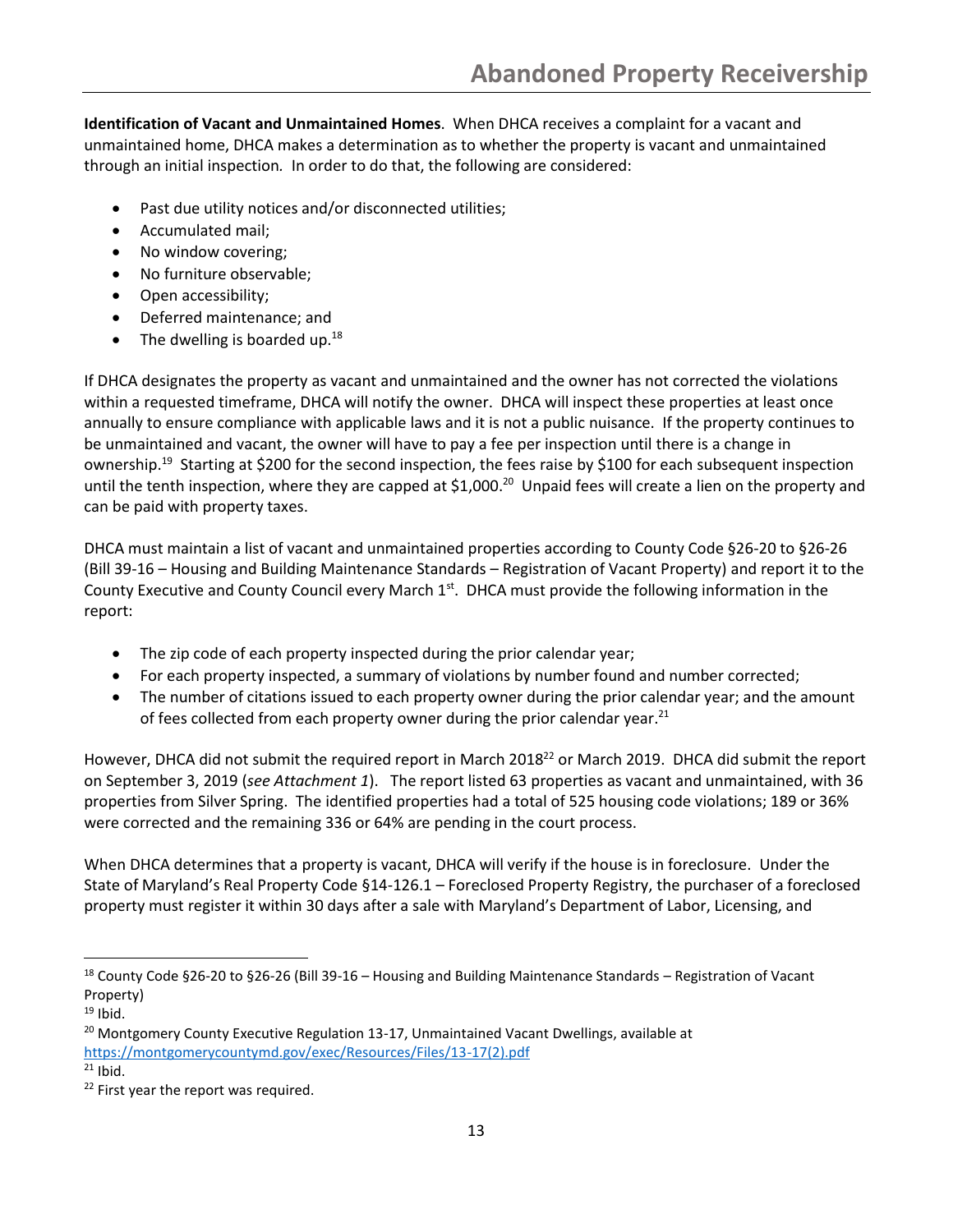**Identification of Vacant and Unmaintained Homes**. When DHCA receives a complaint for a vacant and unmaintained home, DHCA makes a determination as to whether the property is vacant and unmaintained through an initial inspection. In order to do that, the following are considered:

- Past due utility notices and/or disconnected utilities;
- Accumulated mail;
- No window covering;
- No furniture observable;
- Open accessibility;
- Deferred maintenance; and
- The dwelling is boarded up.[18]

If DHCA designates the property as vacant and unmaintained and the owner has not corrected the violations within a requested timeframe, DHCA will notify the owner. DHCA will inspect these properties at least once annually to ensure compliance with applicable laws and it is not a public nuisance. If the property continues to be unmaintained and vacant, the owner will have to pay a fee per inspection until there is a change in ownership.[19] Starting at $200 for the second inspection, the fees raise by $100 for each subsequent inspection until the tenth inspection, where they are capped at $1,000.[20] Unpaid fees will create a lien on the property and can be paid with property taxes.

DHCA must maintain a list of vacant and unmaintained properties according to County Code §26-20 to §26-26 (Bill 39-16 – Housing and Building Maintenance Standards – Registration of Vacant Property) and report it to the County Executive and County Council every March 1st. DHCA must provide the following information in the report:

- The zip code of each property inspected during the prior calendar year;
- For each property inspected, a summary of violations by number found and number corrected;
- The number of citations issued to each property owner during the prior calendar year; and the amount of fees collected from each property owner during the prior calendar year.[21]

However, DHCA did not submit the required report in March 2018[22] or March 2019. DHCA did submit the report on September 3, 2019 (*see Attachment 1*). The report listed 63 properties as vacant and unmaintained, with 36 properties from Silver Spring. The identified properties had a total of 525 housing code violations; 189 or 36% were corrected and the remaining 336 or 64% are pending in the court process.

When DHCA determines that a property is vacant, DHCA will verify if the house is in foreclosure. Under the State of Maryland's Real Property Code §14-126.1 – Foreclosed Property Registry, the purchaser of a foreclosed property must register it within 30 days after a sale with Maryland's Department of Labor, Licensing, and

---

[18] County Code §26-20 to §26-26 (Bill 39-16 – Housing and Building Maintenance Standards – Registration of Vacant Property)

[19] Ibid.

[20] Montgomery County Executive Regulation 13-17, Unmaintained Vacant Dwellings, available at https://montgomerycountymd.gov/exec/Resources/Files/13-17(2).pdf

[21] Ibid.

[22] First year the report was required.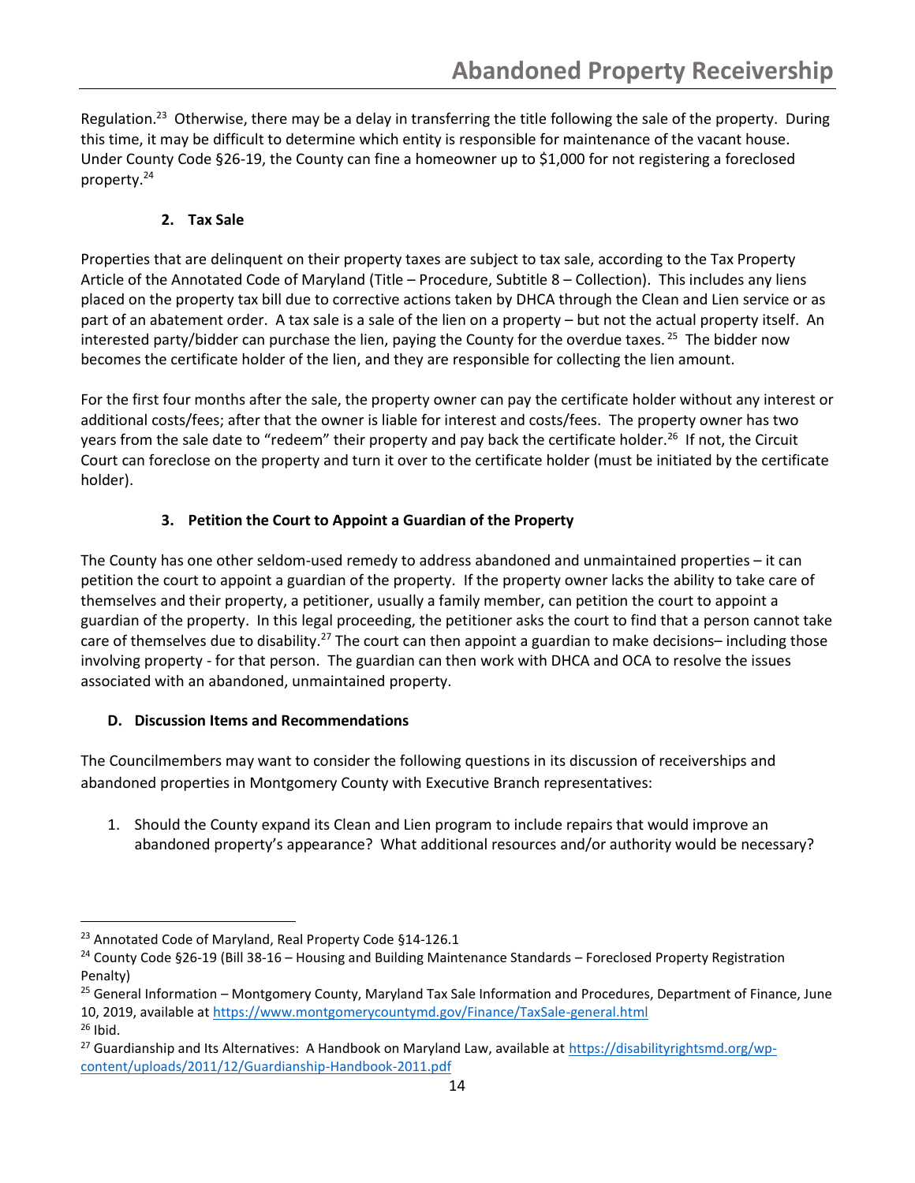Regulation.[23] Otherwise, there may be a delay in transferring the title following the sale of the property. During this time, it may be difficult to determine which entity is responsible for maintenance of the vacant house. Under County Code §26-19, the County can fine a homeowner up to $1,000 for not registering a foreclosed property.[24]

#### 2. Tax Sale

Properties that are delinquent on their property taxes are subject to tax sale, according to the Tax Property Article of the Annotated Code of Maryland (Title – Procedure, Subtitle 8 – Collection). This includes any liens placed on the property tax bill due to corrective actions taken by DHCA through the Clean and Lien service or as part of an abatement order. A tax sale is a sale of the lien on a property – but not the actual property itself. An interested party/bidder can purchase the lien, paying the County for the overdue taxes.[25] The bidder now becomes the certificate holder of the lien, and they are responsible for collecting the lien amount.

For the first four months after the sale, the property owner can pay the certificate holder without any interest or additional costs/fees; after that the owner is liable for interest and costs/fees. The property owner has two years from the sale date to "redeem" their property and pay back the certificate holder.[26] If not, the Circuit Court can foreclose on the property and turn it over to the certificate holder (must be initiated by the certificate holder).

#### 3. Petition the Court to Appoint a Guardian of the Property

The County has one other seldom-used remedy to address abandoned and unmaintained properties – it can petition the court to appoint a guardian of the property. If the property owner lacks the ability to take care of themselves and their property, a petitioner, usually a family member, can petition the court to appoint a guardian of the property. In this legal proceeding, the petitioner asks the court to find that a person cannot take care of themselves due to disability.[27] The court can then appoint a guardian to make decisions– including those involving property - for that person. The guardian can then work with DHCA and OCA to resolve the issues associated with an abandoned, unmaintained property.

### D. Discussion Items and Recommendations

The Councilmembers may want to consider the following questions in its discussion of receiverships and abandoned properties in Montgomery County with Executive Branch representatives:

1. Should the County expand its Clean and Lien program to include repairs that would improve an abandoned property's appearance? What additional resources and/or authority would be necessary?

---

[23] Annotated Code of Maryland, Real Property Code §14-126.1

[24] County Code §26-19 (Bill 38-16 – Housing and Building Maintenance Standards – Foreclosed Property Registration Penalty)

[25] General Information – Montgomery County, Maryland Tax Sale Information and Procedures, Department of Finance, June 10, 2019, available at https://www.montgomerycountymd.gov/Finance/TaxSale-general.html

[26] Ibid.

[27] Guardianship and Its Alternatives: A Handbook on Maryland Law, available at https://disabilityrightsmd.org/wp-content/uploads/2011/12/Guardianship-Handbook-2011.pdf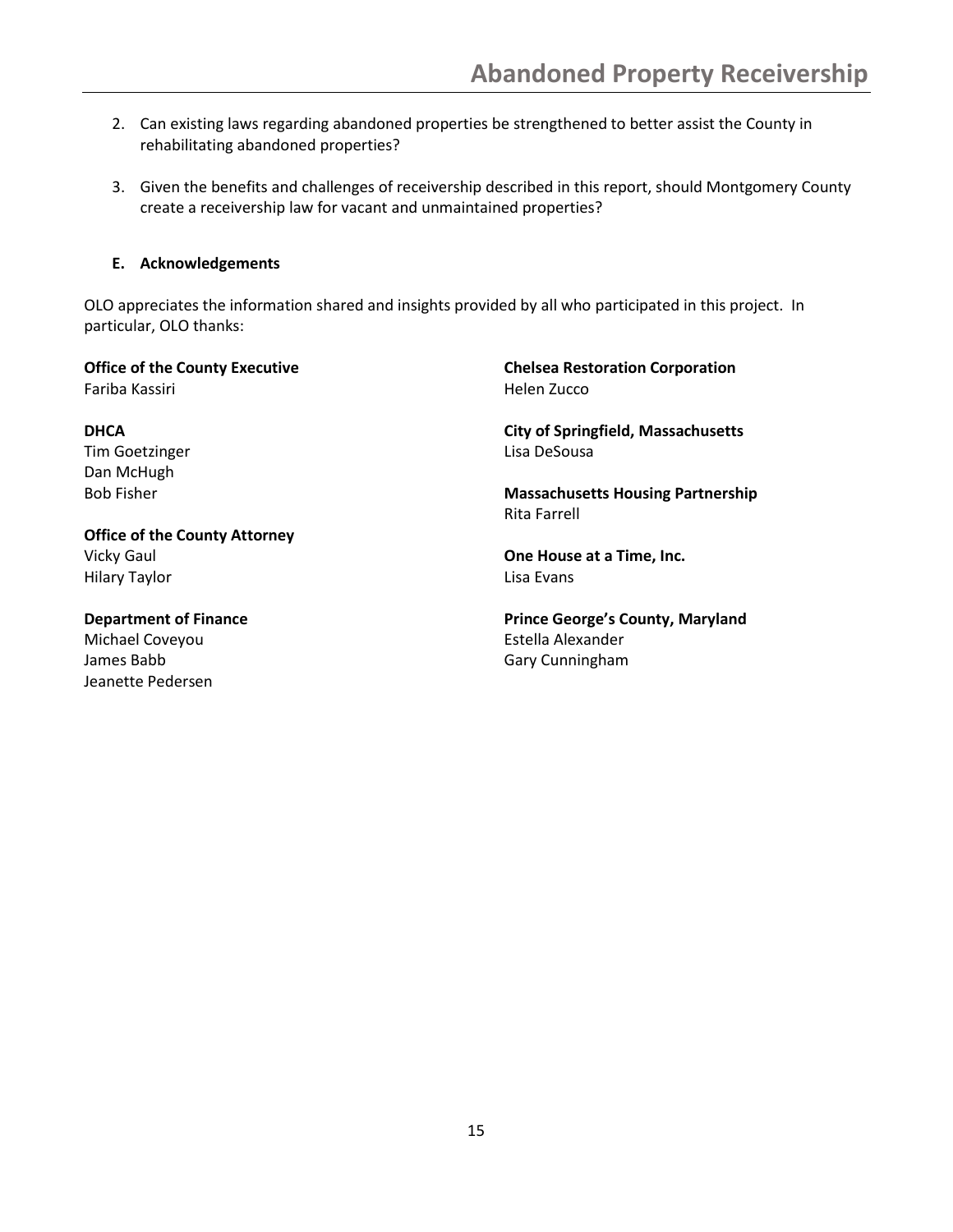2. Can existing laws regarding abandoned properties be strengthened to better assist the County in rehabilitating abandoned properties?

3. Given the benefits and challenges of receivership described in this report, should Montgomery County create a receivership law for vacant and unmaintained properties?

### E. Acknowledgements

OLO appreciates the information shared and insights provided by all who participated in this project. In particular, OLO thanks:

**Office of the County Executive**
Fariba Kassiri

**DHCA**
Tim Goetzinger
Dan McHugh
Bob Fisher

**Office of the County Attorney**
Vicky Gaul
Hilary Taylor

**Department of Finance**
Michael Coveyou
James Babb
Jeanette Pedersen

**Chelsea Restoration Corporation**
Helen Zucco

**City of Springfield, Massachusetts**
Lisa DeSousa

**Massachusetts Housing Partnership**
Rita Farrell

**One House at a Time, Inc.**
Lisa Evans

**Prince George's County, Maryland**
Estella Alexander
Gary Cunningham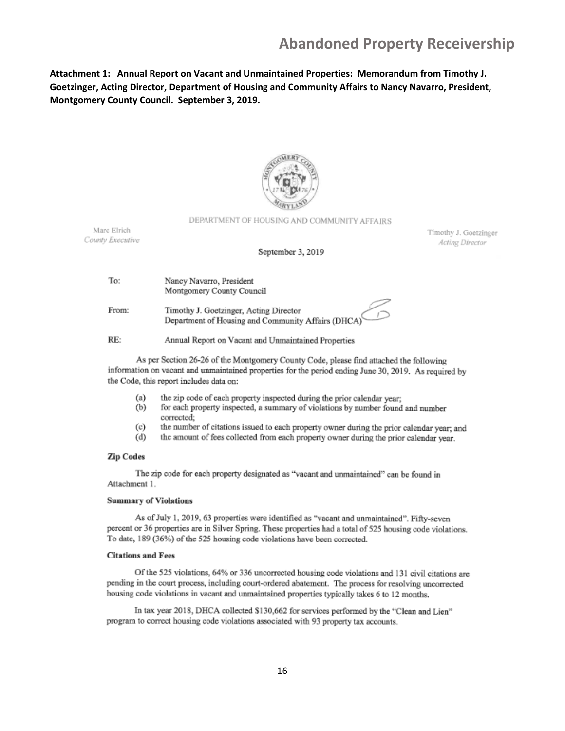**Attachment 1: Annual Report on Vacant and Unmaintained Properties: Memorandum from Timothy J. Goetzinger, Acting Director, Department of Housing and Community Affairs to Nancy Navarro, President, Montgomery County Council. September 3, 2019.**

DEPARTMENT OF HOUSING AND COMMUNITY AFFAIRS

Marc Elrich
*County Executive*

Timothy J. Goetzinger
*Acting Director*

September 3, 2019

To: Nancy Navarro, President
Montgomery County Council

From: Timothy J. Goetzinger, Acting Director
Department of Housing and Community Affairs (DHCA)

RE: Annual Report on Vacant and Unmaintained Properties

As per Section 26-26 of the Montgomery County Code, please find attached the following information on vacant and unmaintained properties for the period ending June 30, 2019. As required by the Code, this report includes data on:

(a) the zip code of each property inspected during the prior calendar year;
(b) for each property inspected, a summary of violations by number found and number corrected;
(c) the number of citations issued to each property owner during the prior calendar year; and
(d) the amount of fees collected from each property owner during the prior calendar year.

**Zip Codes**

The zip code for each property designated as "vacant and unmaintained" can be found in Attachment 1.

**Summary of Violations**

As of July 1, 2019, 63 properties were identified as "vacant and unmaintained". Fifty-seven percent or 36 properties are in Silver Spring. These properties had a total of 525 housing code violations. To date, 189 (36%) of the 525 housing code violations have been corrected.

**Citations and Fees**

Of the 525 violations, 64% or 336 uncorrected housing code violations and 131 civil citations are pending in the court process, including court-ordered abatement. The process for resolving uncorrected housing code violations in vacant and unmaintained properties typically takes 6 to 12 months.

In tax year 2018, DHCA collected $130,662 for services performed by the "Clean and Lien" program to correct housing code violations associated with 93 property tax accounts.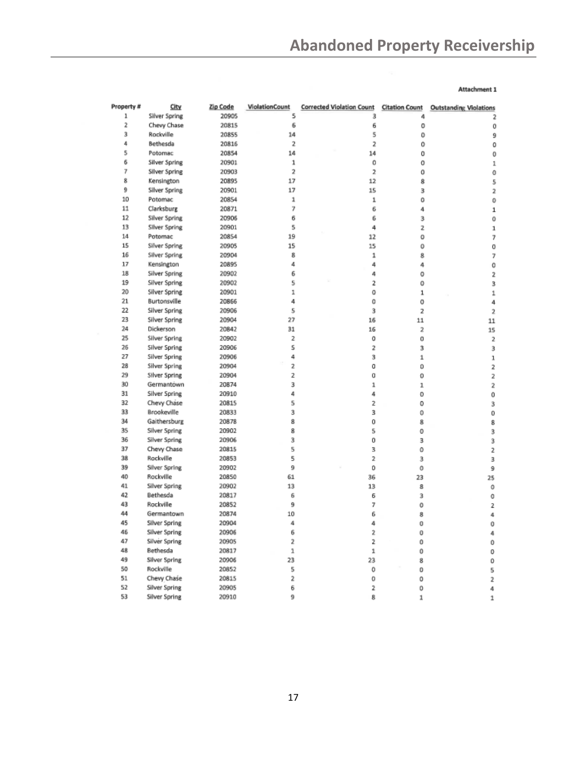Attachment 1

| Property # | City | Zip Code | ViolationCount | Corrected Violation Count | Citation Count | Outstanding Violations |
|---|---|---|---|---|---|---|
| 1 | Silver Spring | 20905 | 5 | 3 | 4 | 2 |
| 2 | Chevy Chase | 20815 | 6 | 6 | 0 | 0 |
| 3 | Rockville | 20855 | 14 | 5 | 0 | 9 |
| 4 | Bethesda | 20816 | 2 | 2 | 0 | 0 |
| 5 | Potomac | 20854 | 14 | 14 | 0 | 0 |
| 6 | Silver Spring | 20901 | 1 | 0 | 0 | 1 |
| 7 | Silver Spring | 20903 | 2 | 2 | 0 | 0 |
| 8 | Kensington | 20895 | 17 | 12 | 8 | 5 |
| 9 | Silver Spring | 20901 | 17 | 15 | 3 | 2 |
| 10 | Potomac | 20854 | 1 | 1 | 0 | 0 |
| 11 | Clarksburg | 20871 | 7 | 6 | 4 | 1 |
| 12 | Silver Spring | 20906 | 6 | 6 | 3 | 0 |
| 13 | Silver Spring | 20901 | 5 | 4 | 2 | 1 |
| 14 | Potomac | 20854 | 19 | 12 | 0 | 7 |
| 15 | Silver Spring | 20905 | 15 | 15 | 0 | 0 |
| 16 | Silver Spring | 20904 | 8 | 1 | 8 | 7 |
| 17 | Kensington | 20895 | 4 | 4 | 4 | 0 |
| 18 | Silver Spring | 20902 | 6 | 4 | 0 | 2 |
| 19 | Silver Spring | 20902 | 5 | 2 | 0 | 3 |
| 20 | Silver Spring | 20901 | 1 | 0 | 1 | 1 |
| 21 | Burtonsville | 20866 | 4 | 0 | 0 | 4 |
| 22 | Silver Spring | 20906 | 5 | 3 | 2 | 2 |
| 23 | Silver Spring | 20904 | 27 | 16 | 11 | 11 |
| 24 | Dickerson | 20842 | 31 | 16 | 2 | 15 |
| 25 | Silver Spring | 20902 | 2 | 0 | 0 | 2 |
| 26 | Silver Spring | 20906 | 5 | 2 | 3 | 3 |
| 27 | Silver Spring | 20906 | 4 | 3 | 1 | 1 |
| 28 | Silver Spring | 20904 | 2 | 0 | 0 | 2 |
| 29 | Silver Spring | 20904 | 2 | 0 | 0 | 2 |
| 30 | Germantown | 20874 | 3 | 1 | 1 | 2 |
| 31 | Silver Spring | 20910 | 4 | 4 | 0 | 0 |
| 32 | Chevy Chase | 20815 | 5 | 2 | 0 | 3 |
| 33 | Brookeville | 20833 | 3 | 3 | 0 | 0 |
| 34 | Gaithersburg | 20878 | 8 | 0 | 8 | 8 |
| 35 | Silver Spring | 20902 | 8 | 5 | 0 | 3 |
| 36 | Silver Spring | 20906 | 3 | 0 | 3 | 3 |
| 37 | Chevy Chase | 20815 | 5 | 3 | 0 | 2 |
| 38 | Rockville | 20853 | 5 | 2 | 3 | 3 |
| 39 | Silver Spring | 20902 | 9 | 0 | 0 | 9 |
| 40 | Rockville | 20850 | 61 | 36 | 23 | 25 |
| 41 | Silver Spring | 20902 | 13 | 13 | 8 | 0 |
| 42 | Bethesda | 20817 | 6 | 6 | 3 | 0 |
| 43 | Rockville | 20852 | 9 | 7 | 0 | 2 |
| 44 | Germantown | 20874 | 10 | 6 | 8 | 4 |
| 45 | Silver Spring | 20904 | 4 | 4 | 0 | 0 |
| 46 | Silver Spring | 20906 | 6 | 2 | 0 | 4 |
| 47 | Silver Spring | 20905 | 2 | 2 | 0 | 0 |
| 48 | Bethesda | 20817 | 1 | 1 | 0 | 0 |
| 49 | Silver Spring | 20906 | 23 | 23 | 8 | 0 |
| 50 | Rockville | 20852 | 5 | 0 | 0 | 5 |
| 51 | Chevy Chase | 20815 | 2 | 0 | 0 | 2 |
| 52 | Silver Spring | 20905 | 6 | 2 | 0 | 4 |
| 53 | Silver Spring | 20910 | 9 | 8 | 1 | 1 |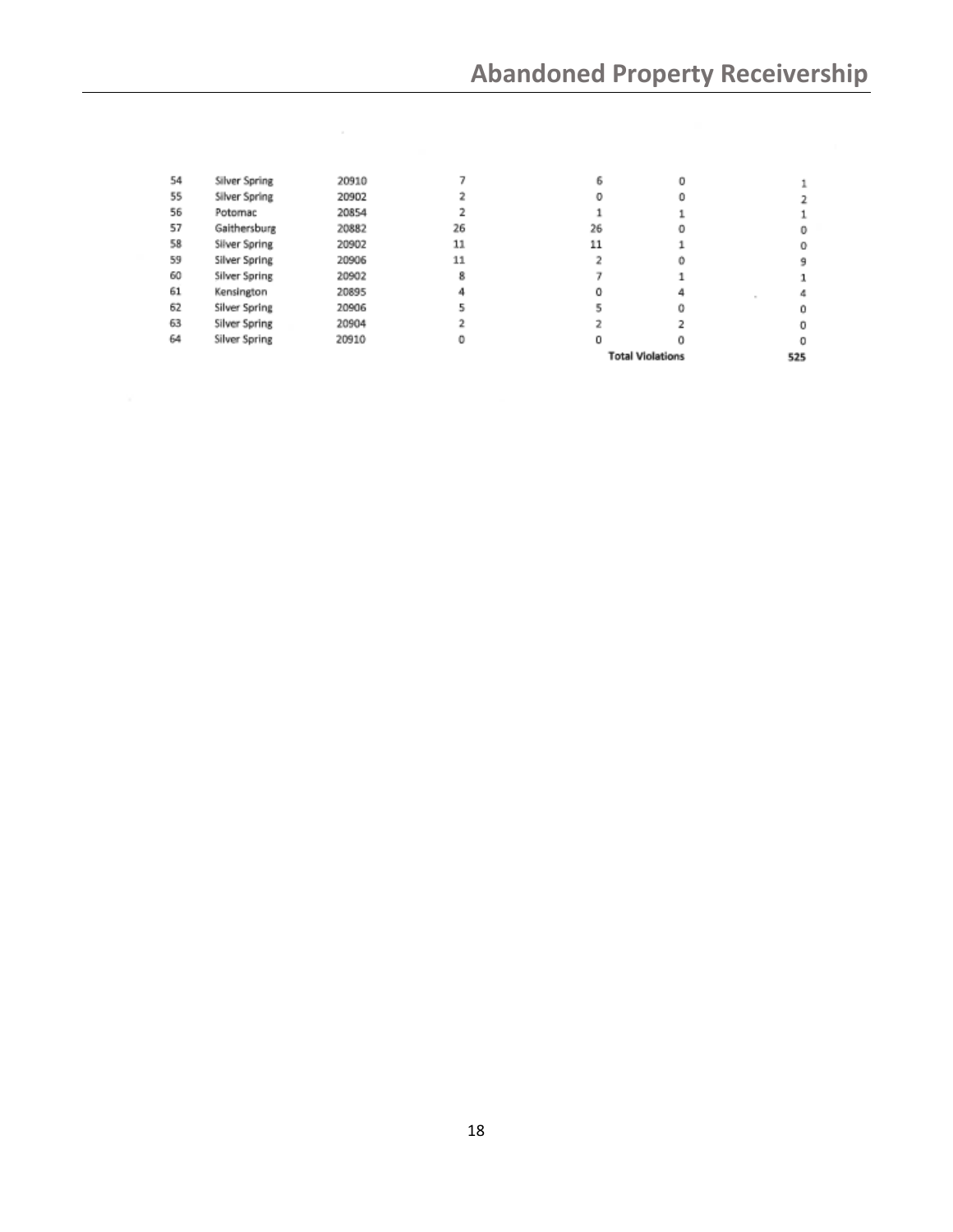| | | | | | | |
|---|---|---|---|---|---|---|
| 54 | Silver Spring | 20910 | 7 | 6 | 0 | 1 |
| 55 | Silver Spring | 20902 | 2 | 0 | 0 | 2 |
| 56 | Potomac | 20854 | 2 | 1 | 1 | 1 |
| 57 | Gaithersburg | 20882 | 26 | 26 | 0 | 0 |
| 58 | Silver Spring | 20902 | 11 | 11 | 1 | 0 |
| 59 | Silver Spring | 20906 | 11 | 2 | 0 | 9 |
| 60 | Silver Spring | 20902 | 8 | 7 | 1 | 1 |
| 61 | Kensington | 20895 | 4 | 0 | 4 | 4 |
| 62 | Silver Spring | 20906 | 5 | 5 | 0 | 0 |
| 63 | Silver Spring | 20904 | 2 | 2 | 2 | 0 |
| 64 | Silver Spring | 20910 | 0 | 0 | 0 | 0 |
| | | | | **Total Violations** | | **525** |